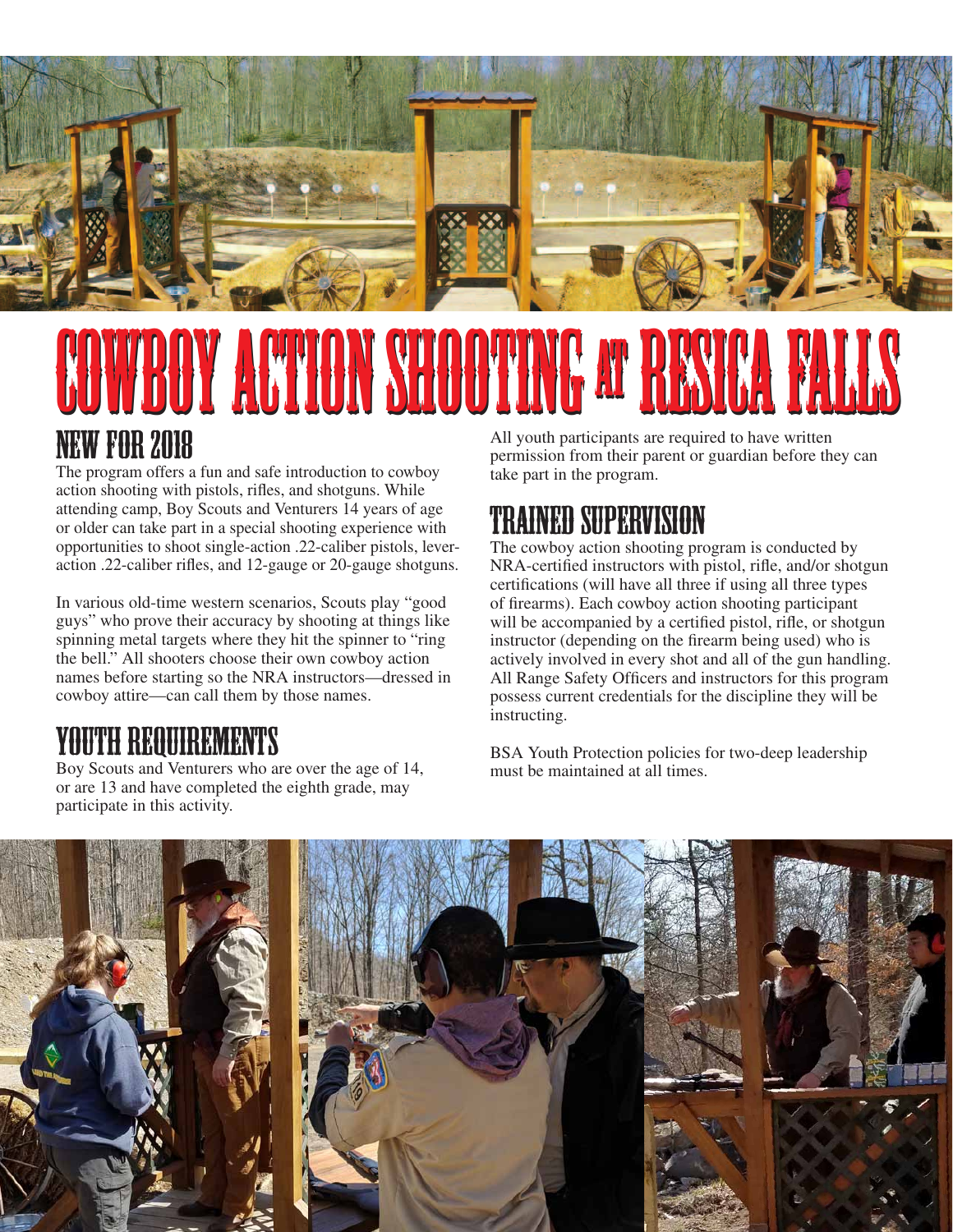# COWBOY ACTION SHOOTING AT RESICA FALLS

## NEW FOR 2018

The program offers a fun and safe introduction to cowboy action shooting with pistols, rifles, and shotguns. While attending camp, Boy Scouts and Venturers 14 years of age or older can take part in a special shooting experience with opportunities to shoot single-action .22-caliber pistols, lever-action .22-caliber rifles, and 12-gauge or 20-gauge shotguns.

In various old-time western scenarios, Scouts play "good guys" who prove their accuracy by shooting at things like spinning metal targets where they hit the spinner to "ring the bell." All shooters choose their own cowboy action names before starting so the NRA instructors—dressed in cowboy attire—can call them by those names.

## YOUTH REQUIREMENTS

Boy Scouts and Venturers who are over the age of 14, or are 13 and have completed the eighth grade, may participate in this activity.

All youth participants are required to have written permission from their parent or guardian before they can take part in the program.

## TRAINED SUPERVISION

The cowboy action shooting program is conducted by NRA-certified instructors with pistol, rifle, and/or shotgun certifications (will have all three if using all three types of firearms). Each cowboy action shooting participant will be accompanied by a certified pistol, rifle, or shotgun instructor (depending on the firearm being used) who is actively involved in every shot and all of the gun handling. All Range Safety Officers and instructors for this program possess current credentials for the discipline they will be instructing.

BSA Youth Protection policies for two-deep leadership must be maintained at all times.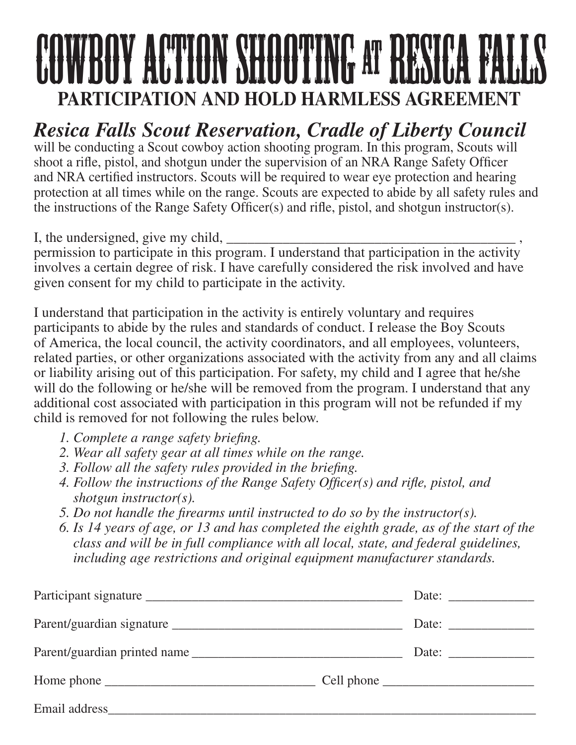# COWBOY ACTION SHOOTING AT RESICA FALLS

## PARTICIPATION AND HOLD HARMLESS AGREEMENT

***Resica Falls Scout Reservation, Cradle of Liberty Council*** will be conducting a Scout cowboy action shooting program. In this program, Scouts will shoot a rifle, pistol, and shotgun under the supervision of an NRA Range Safety Officer and NRA certified instructors. Scouts will be required to wear eye protection and hearing protection at all times while on the range. Scouts are expected to abide by all safety rules and the instructions of the Range Safety Officer(s) and rifle, pistol, and shotgun instructor(s).

I, the undersigned, give my child, ________________________________________ , permission to participate in this program. I understand that participation in the activity involves a certain degree of risk. I have carefully considered the risk involved and have given consent for my child to participate in the activity.

I understand that participation in the activity is entirely voluntary and requires participants to abide by the rules and standards of conduct. I release the Boy Scouts of America, the local council, the activity coordinators, and all employees, volunteers, related parties, or other organizations associated with the activity from any and all claims or liability arising out of this participation. For safety, my child and I agree that he/she will do the following or he/she will be removed from the program. I understand that any additional cost associated with participation in this program will not be refunded if my child is removed for not following the rules below.

1. *Complete a range safety briefing.*
2. *Wear all safety gear at all times while on the range.*
3. *Follow all the safety rules provided in the briefing.*
4. *Follow the instructions of the Range Safety Officer(s) and rifle, pistol, and shotgun instructor(s).*
5. *Do not handle the firearms until instructed to do so by the instructor(s).*
6. *Is 14 years of age, or 13 and has completed the eighth grade, as of the start of the class and will be in full compliance with all local, state, and federal guidelines, including age restrictions and original equipment manufacturer standards.*

Participant signature ______________________________________ Date: _____________

Parent/guardian signature __________________________________ Date: _____________

Parent/guardian printed name _______________________________ Date: _____________

Home phone _______________________________ Cell phone _______________________

Email address_______________________________________________________________